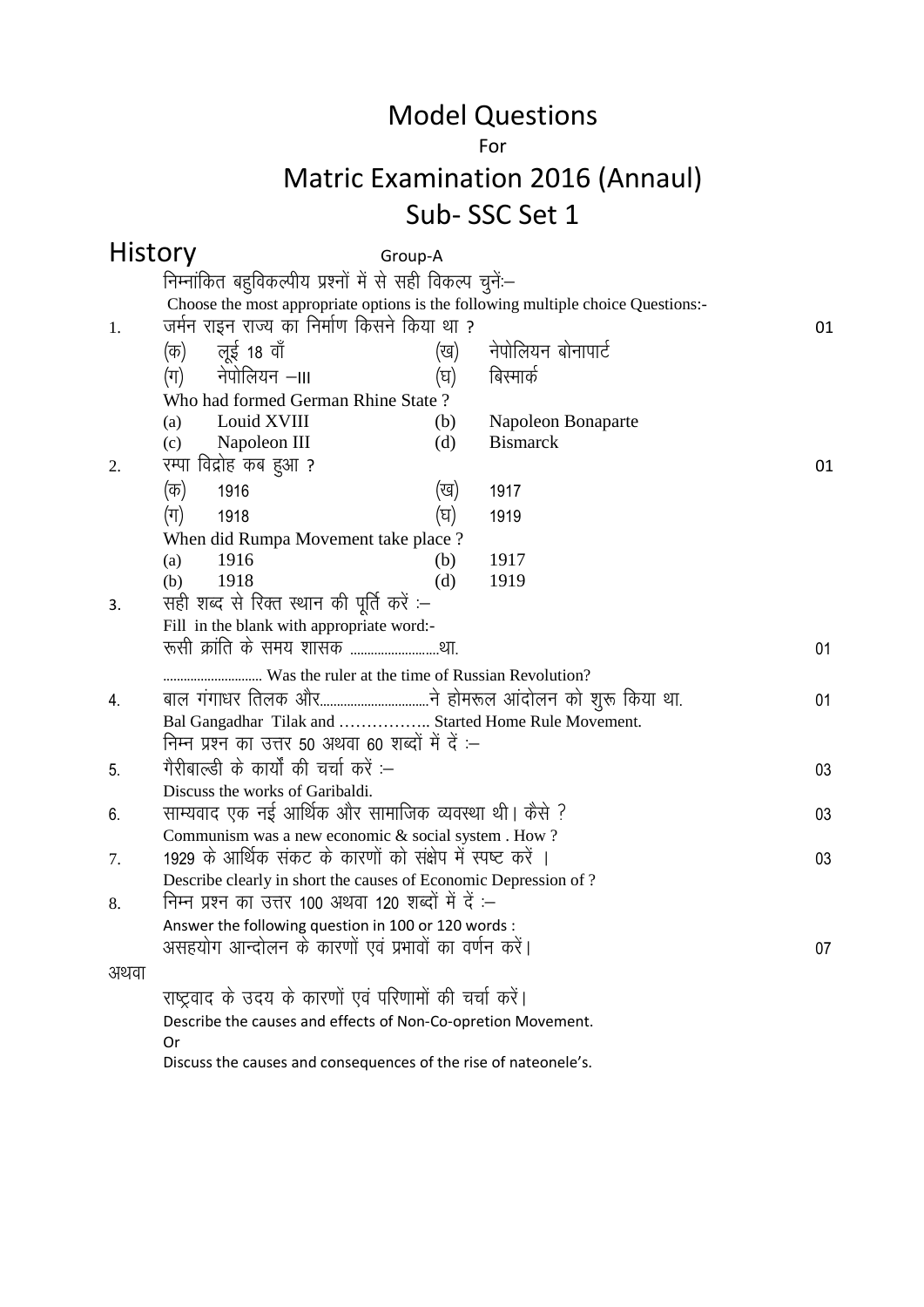# Model Questions

For

## Matric Examination 2016 (Annaul)

## Sub- SSC Set 1

## History

Group-A

निम्नांकित बहुविकल्पीय प्रश्नों में से सही विकल्प चुनें:–

Choose the most appropriate options is the following multiple choice Questions:-

1. जर्मन राइन राज्य का निर्माण किसने किया था ? 01

   (क) लूई 18 वाँ (ख) नेपोलियन बोनापार्ट

   (ग) नेपोलियन –III (घ) बिस्मार्क

   Who had formed German Rhine State ?

   (a) Louid XVIII (b) Napoleon Bonaparte

   (c) Napoleon III (d) Bismarck

2. रम्पा विद्रोह कब हुआ ? 01

   (क) 1916 (ख) 1917

   (ग) 1918 (घ) 1919

   When did Rumpa Movement take place ?

   (a) 1916 (b) 1917

   (b) 1918 (d) 1919

3. सही शब्द से रिक्त स्थान की पूर्ति करें :–

   Fill in the blank with appropriate word:-

   रूसी क्रांति के समय शासक ..........................था. 01

   ............................ Was the ruler at the time of Russian Revolution?

4. बाल गंगाधर तिलक और................................ने होमरूल आंदोलन को शुरू किया था. 01

   Bal Gangadhar Tilak and …………….. Started Home Rule Movement.

   निम्न प्रश्न का उत्तर 50 अथवा 60 शब्दों में दें :–

5. गैरीबाल्डी के कार्यों की चर्चा करें :– 03

   Discuss the works of Garibaldi.

6. साम्यवाद एक नई आर्थिक और सामाजिक व्यवस्था थी। कैसे ? 03

   Communism was a new economic & social system . How ?

7. 1929 के आर्थिक संकट के कारणों को संक्षेप में स्पष्ट करें । 03

   Describe clearly in short the causes of Economic Depression of ?

8. निम्न प्रश्न का उत्तर 100 अथवा 120 शब्दों में दें :–

   Answer the following question in 100 or 120 words :

   असहयोग आन्दोलन के कारणों एवं प्रभावों का वर्णन करें। 07

अथवा

   राष्ट्रवाद के उदय के कारणों एवं परिणामों की चर्चा करें।

   Describe the causes and effects of Non-Co-opretion Movement.

   Or

   Discuss the causes and consequences of the rise of nateonele's.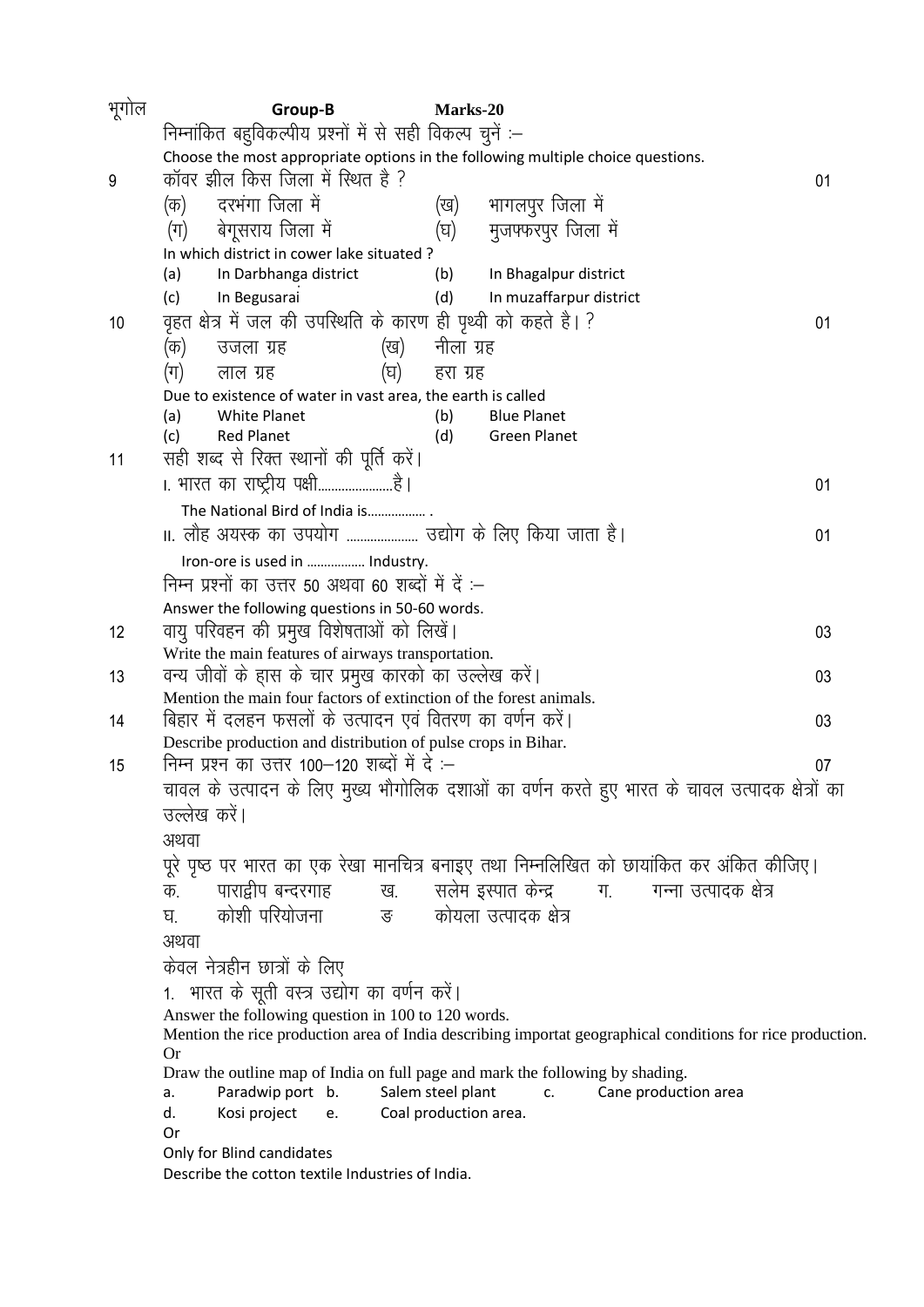भूगोल **Group-B** **Marks-20**

निम्नांकित बहुविकल्पीय प्रश्नों में से सही विकल्प चुनें :–

Choose the most appropriate options in the following multiple choice questions.

9 कॉवर झील किस जिला में स्थित है ? 01

(क) दरभंगा जिला में (ख) भागलपुर जिला में

(ग) बेगूसराय जिला में (घ) मुजफ्फरपुर जिला में

In which district in cower lake situated ?

(a) In Darbhanga district (b) In Bhagalpur district

(c) In Begusarai (d) In muzaffarpur district

10 वृहत क्षेत्र में जल की उपस्थिति के कारण ही पृथ्वी को कहते है। ? 01

(क) उजला ग्रह (ख) नीला ग्रह

(ग) लाल ग्रह (घ) हरा ग्रह

Due to existence of water in vast area, the earth is called

(a) White Planet (b) Blue Planet

(c) Red Planet (d) Green Planet

11 सही शब्द से रिक्त स्थानों की पूर्ति करें।

I. भारत का राष्ट्रीय पक्षी......................है। 01

The National Bird of India is................. .

II. लौह अयस्क का उपयोग ..................... उद्योग के लिए किया जाता है। 01

Iron-ore is used in ................. Industry.

निम्न प्रश्नों का उत्तर 50 अथवा 60 शब्दों में दें :–

Answer the following questions in 50-60 words.

12 वायु परिवहन की प्रमुख विशेषताओं को लिखें। 03

Write the main features of airways transportation.

13 वन्य जीवों के ह्रास के चार प्रमुख कारको का उल्लेख करें। 03

Mention the main four factors of extinction of the forest animals.

14 बिहार में दलहन फसलों के उत्पादन एवं वितरण का वर्णन करें। 03

Describe production and distribution of pulse crops in Bihar.

15 निम्न प्रश्न का उत्तर 100–120 शब्दों में दे :– 07

चावल के उत्पादन के लिए मुख्य भौगोलिक दशाओं का वर्णन करते हुए भारत के चावल उत्पादक क्षेत्रों का उल्लेख करें।

अथवा

पूरे पृष्ठ पर भारत का एक रेखा मानचित्र बनाइए तथा निम्नलिखित को छायांकित कर अंकित कीजिए।

क. पाराद्वीप बन्दरगाह ख. सलेम इस्पात केन्द्र ग. गन्ना उत्पादक क्षेत्र

घ. कोशी परियोजना ङ कोयला उत्पादक क्षेत्र

अथवा

केवल नेत्रहीन छात्रों के लिए

1. भारत के सूती वस्त्र उद्योग का वर्णन करें।

Answer the following question in 100 to 120 words.

Mention the rice production area of India describing importat geographical conditions for rice production.

Or

Draw the outline map of India on full page and mark the following by shading.

a. Paradwip port b. Salem steel plant c. Cane production area

d. Kosi project e. Coal production area.

Or

Only for Blind candidates

Describe the cotton textile Industries of India.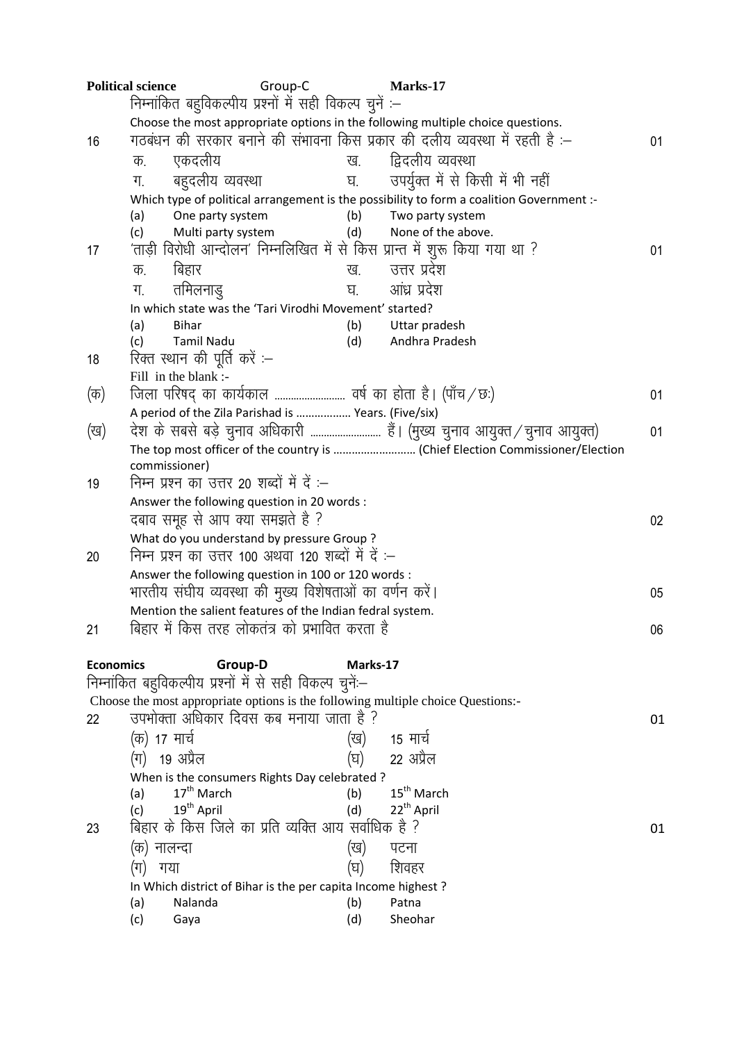**Political science** Group-C **Marks-17**

निम्नांकित बहुविकल्पीय प्रश्नों में सही विकल्प चुनें :–

Choose the most appropriate options in the following multiple choice questions.

16 गठबंधन की सरकार बनाने की संभावना किस प्रकार की दलीय व्यवस्था में रहती है :– 01

क. एकदलीय ख. द्विदलीय व्यवस्था

ग. बहुदलीय व्यवस्था घ. उपर्युक्त में से किसी में भी नहीं

Which type of political arrangement is the possibility to form a coalition Government :-

(a) One party system (b) Two party system

(c) Multi party system (d) None of the above.

17 'ताड़ी विरोधी आन्दोलन' निम्नलिखित में से किस प्रान्त में शुरू किया गया था ? 01

क. बिहार ख. उत्तर प्रदेश

ग. तमिलनाडु घ. आंध्र प्रदेश

In which state was the 'Tari Virodhi Movement' started?

(a) Bihar (b) Uttar pradesh

(c) Tamil Nadu (d) Andhra Pradesh

18 रिक्त स्थान की पूर्ति करें :–

Fill in the blank :-

(क) जिला परिषद् का कार्यकाल ........................ वर्ष का होता है। (पाँच / छः) 01

A period of the Zila Parishad is ................. Years. (Five/six)

(ख) देश के सबसे बड़े चुनाव अधिकारी ........................ हैं। (मुख्य चुनाव आयुक्त / चुनाव आयुक्त) 01

The top most officer of the country is .......................... (Chief Election Commissioner/Election commissioner)

19 निम्न प्रश्न का उत्तर 20 शब्दों में दें :–

Answer the following question in 20 words :

दबाव समूह से आप क्या समझते है ? 02

What do you understand by pressure Group ?

20 निम्न प्रश्न का उत्तर 100 अथवा 120 शब्दों में दें :–

Answer the following question in 100 or 120 words :

भारतीय संघीय व्यवस्था की मुख्य विशेषताओं का वर्णन करें। 05

Mention the salient features of the Indian fedral system.

21 बिहार में किस तरह लोकतंत्र को प्रभावित करता है 06

**Economics** **Group-D** **Marks-17**

निम्नांकित बहुविकल्पीय प्रश्नों में से सही विकल्प चुनें:–

Choose the most appropriate options is the following multiple choice Questions:-

22 उपभोक्ता अधिकार दिवस कब मनाया जाता है ? 01

(क) 17 मार्च (ख) 15 मार्च

(ग) 19 अप्रैल (घ) 22 अप्रैल

When is the consumers Rights Day celebrated ?

(a) 17th March (b) 15th March

(c) 19th April (d) 22th April

23 बिहार के किस जिले का प्रति व्यक्ति आय सर्वाधिक है ? 01

(क) नालन्दा (ख) पटना

(ग) गया (घ) शिवहर

In Which district of Bihar is the per capita Income highest ?

(a) Nalanda (b) Patna

(c) Gaya (d) Sheohar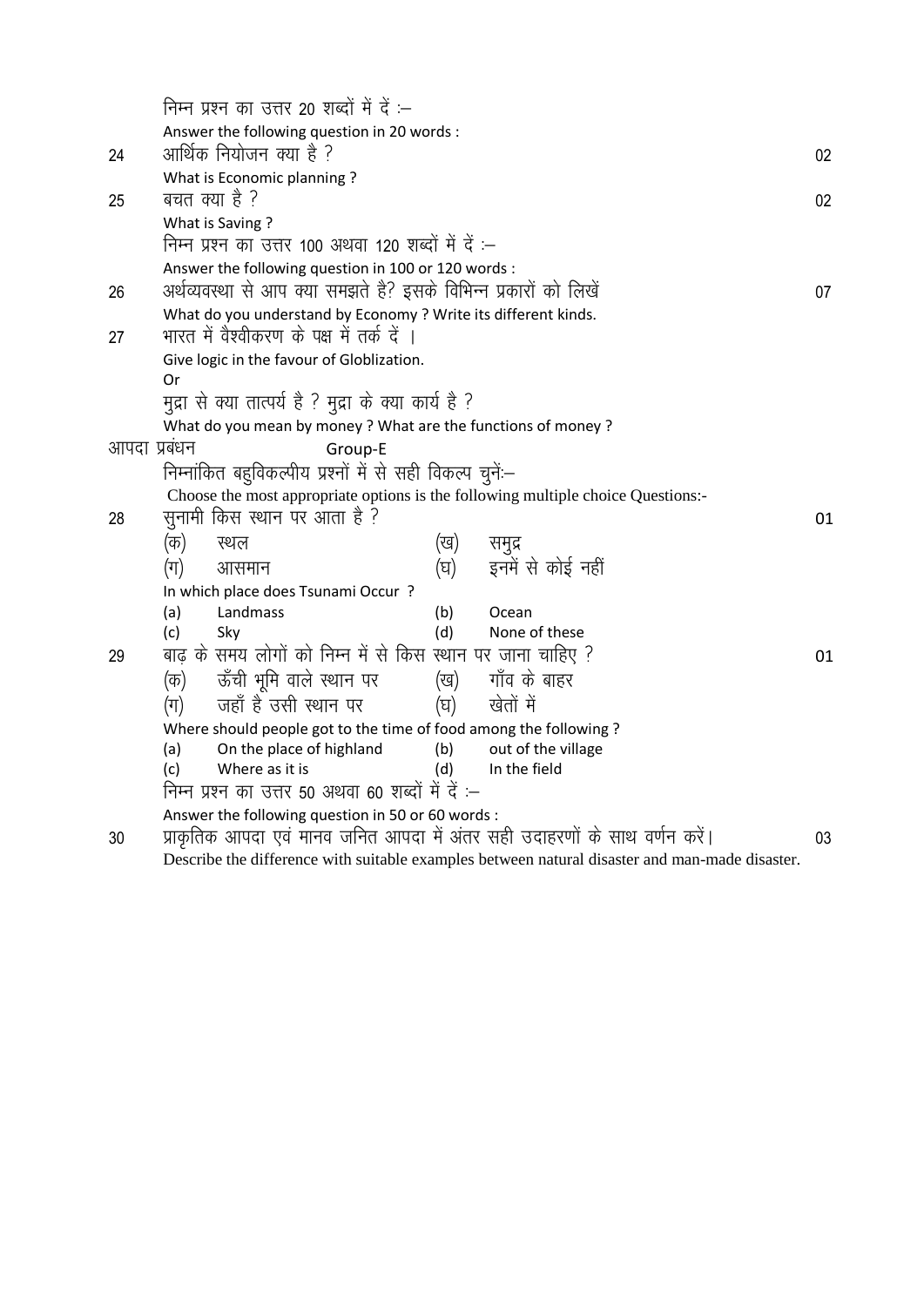निम्न प्रश्न का उत्तर 20 शब्दों में दें :–

Answer the following question in 20 words :

24 आर्थिक नियोजन क्या है ? **02**

What is Economic planning ?

25 बचत क्या है ? **02**

What is Saving ?

निम्न प्रश्न का उत्तर 100 अथवा 120 शब्दों में दें :–

Answer the following question in 100 or 120 words :

26 अर्थव्यवस्था से आप क्या समझते है? इसके विभिन्न प्रकारों को लिखें **07**

What do you understand by Economy ? Write its different kinds.

27 भारत में वैश्वीकरण के पक्ष में तर्क दें ।

Give logic in the favour of Globlization.

Or

मुद्रा से क्या तात्पर्य है ? मुद्रा के क्या कार्य है ?

What do you mean by money ? What are the functions of money ?

## आपदा प्रबंधन Group-E

निम्नांकित बहुविकल्पीय प्रश्नों में से सही विकल्प चुनें:–

Choose the most appropriate options is the following multiple choice Questions:-

28 सुनामी किस स्थान पर आता है ? **01**

(क) स्थल (ख) समुद्र

(ग) आसमान (घ) इनमें से कोई नहीं

In which place does Tsunami Occur ?

(a) Landmass (b) Ocean

(c) Sky (d) None of these

29 बाढ़ के समय लोगों को निम्न में से किस स्थान पर जाना चाहिए ? **01**

(क) ऊँची भूमि वाले स्थान पर (ख) गाँव के बाहर

(ग) जहाँ है उसी स्थान पर (घ) खेतों में

Where should people got to the time of food among the following ?

(a) On the place of highland (b) out of the village

(c) Where as it is (d) In the field

निम्न प्रश्न का उत्तर 50 अथवा 60 शब्दों में दें :–

Answer the following question in 50 or 60 words :

30 प्राकृतिक आपदा एवं मानव जनित आपदा में अंतर सही उदाहरणों के साथ वर्णन करें। **03**

Describe the difference with suitable examples between natural disaster and man-made disaster.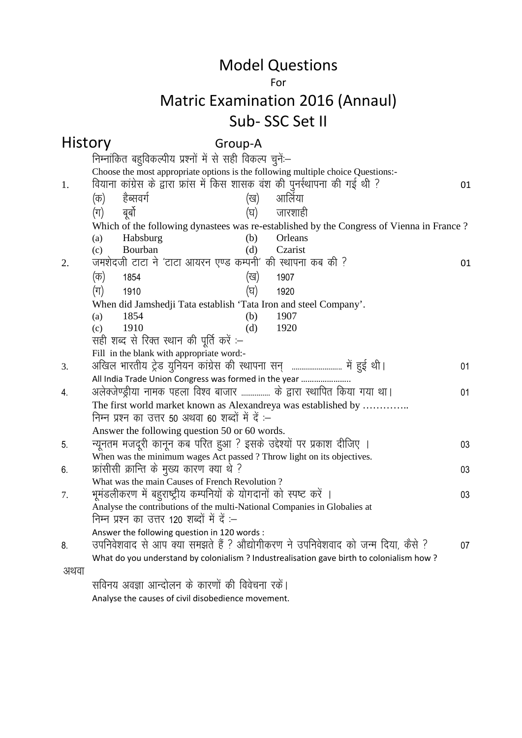# Model Questions

For

# Matric Examination 2016 (Annaul)

# Sub- SSC Set II

## History

### Group-A

निम्नांकित बहुविकल्पीय प्रश्नों में से सही विकल्प चुनें:–

Choose the most appropriate options is the following multiple choice Questions:-

1. वियाना कांग्रेस के द्वारा फ्रांस में किस शासक वंश की पुनर्स्थापना की गई थी ? **01**

   (क) हैब्सवर्ग (ख) आर्लिया
   
   (ग) बूर्बो (घ) जारशाही

   Which of the following dynastees was re-established by the Congress of Vienna in France ?

   (a) Habsburg (b) Orleans
   
   (c) Bourban (d) Czarist

2. जमशेदजी टाटा ने 'टाटा आयरन एण्ड कम्पनी' की स्थापना कब की ? **01**

   (क) 1854 (ख) 1907
   
   (ग) 1910 (घ) 1920

   When did Jamshedji Tata establish 'Tata Iron and steel Company'.

   (a) 1854 (b) 1907
   
   (c) 1910 (d) 1920

सही शब्द से रिक्त स्थान की पूर्ति करें :–

Fill in the blank with appropriate word:-

3. अखिल भारतीय ट्रेड युनियन कांग्रेस की स्थापना सन् ........................ में हुई थी। **01**

   All India Trade Union Congress was formed in the year ......................

4. अलेक्जेण्ड्रीया नामक पहला विश्व बाजार .............. के द्वारा स्थापित किया गया था। **01**

   The first world market known as Alexandreya was established by …………..

निम्न प्रश्न का उत्तर 50 अथवा 60 शब्दों में दें :–

Answer the following question 50 or 60 words.

5. न्यूनतम मजदूरी कानून कब परित हुआ ? इसके उद्देश्यों पर प्रकाश दीजिए । **03**

   When was the minimum wages Act passed ? Throw light on its objectives.

6. फ्रांसीसी क्रान्ति के मुख्य कारण क्या थे ? **03**

   What was the main Causes of French Revolution ?

7. भूमंडलीकरण में बहुराष्ट्रीय कम्पनियों के योगदानों को स्पष्ट करें । **03**

   Analyse the contributions of the multi-National Companies in Globalies at

निम्न प्रश्न का उत्तर 120 शब्दों में दें :–

Answer the following question in 120 words :

8. उपनिवेशवाद से आप क्या समझते हैं ? औद्योगीकरण ने उपनिवेशवाद को जन्म दिया, कैसे ? **07**

   What do you understand by colonialism ? Industrealisation gave birth to colonialism how ?

अथवा

सविनय अवज्ञा आन्दोलन के कारणों की विवेचना रकें।

Analyse the causes of civil disobedience movement.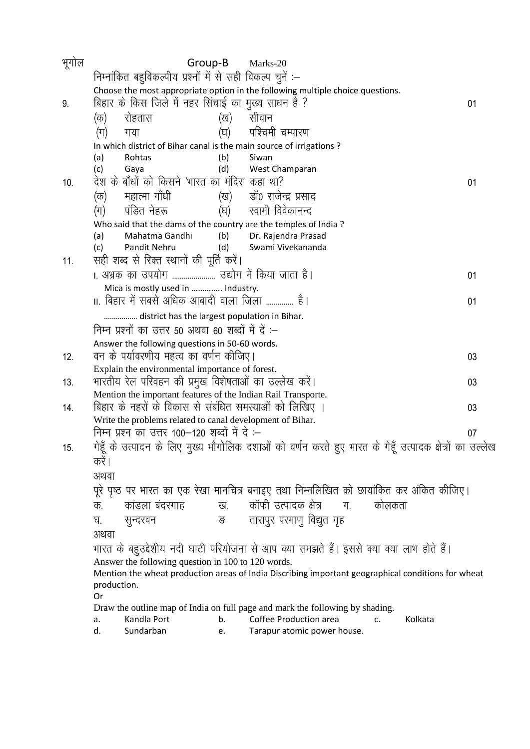भूगोल **Group-B** Marks-20

निम्नांकित बहुविकल्पीय प्रश्नों में से सही विकल्प चुनें :–

Choose the most appropriate option in the following multiple choice questions.

9. बिहार के किस जिले में नहर सिंचाई का मुख्य साधन है ? 01

(क) रोहतास (ख) सीवान
(ग) गया (घ) पश्चिमी चम्पारण

In which district of Bihar canal is the main source of irrigations ?

(a) Rohtas (b) Siwan
(c) Gaya (d) West Champaran

10. देश के बाँधों को किसने 'भारत का मंदिर' कहा था? 01

(क) महात्मा गाँधी (ख) डॉ0 राजेन्द्र प्रसाद
(ग) पंडित नेहरू (घ) स्वामी विवेकानन्द

Who said that the dams of the country are the temples of India ?

(a) Mahatma Gandhi (b) Dr. Rajendra Prasad
(c) Pandit Nehru (d) Swami Vivekananda

11. सही शब्द से रिक्त स्थानों की पूर्ति करें।

I. अभ्रक का उपयोग .................... उद्योग में किया जाता है। 01

Mica is mostly used in ............. Industry.

II. बिहार में सबसे अधिक आबादी वाला जिला ............. है। 01

................ district has the largest population in Bihar.

निम्न प्रश्नों का उत्तर 50 अथवा 60 शब्दों में दें :–

Answer the following questions in 50-60 words.

12. वन के पर्यावरणीय महत्व का वर्णन कीजिए। 03

Explain the environmental importance of forest.

13. भारतीय रेल परिवहन की प्रमुख विशेषताओं का उल्लेख करें। 03

Mention the important features of the Indian Rail Transporte.

14. बिहार के नहरों के विकास से संबंधित समस्याओं को लिखिए । 03

Write the problems related to canal development of Bihar.

निम्न प्रश्न का उत्तर 100–120 शब्दों में दे :– 07

15. गेहूँ के उत्पादन के लिए मुख्य भौगोलिक दशाओं को वर्णन करते हुए भारत के गेहूँ उत्पादक क्षेत्रों का उल्लेख करें।

अथवा

पूरे पृष्ठ पर भारत का एक रेखा मानचित्र बनाइए तथा निम्नलिखित को छायांकित कर अंकित कीजिए।

क. कांडला बंदरगाह ख. कॉफी उत्पादक क्षेत्र ग. कोलकता
घ. सुन्दरवन ङ तारापुर परमाणु विद्युत गृह

अथवा

भारत के बहुउद्देशीय नदी घाटी परियोजना से आप क्या समझते हैं। इससे क्या क्या लाभ होते हैं।

Answer the following question in 100 to 120 words.

Mention the wheat production areas of India Discribing important geographical conditions for wheat production.

Or

Draw the outline map of India on full page and mark the following by shading.

a. Kandla Port b. Coffee Production area c. Kolkata
d. Sundarban e. Tarapur atomic power house.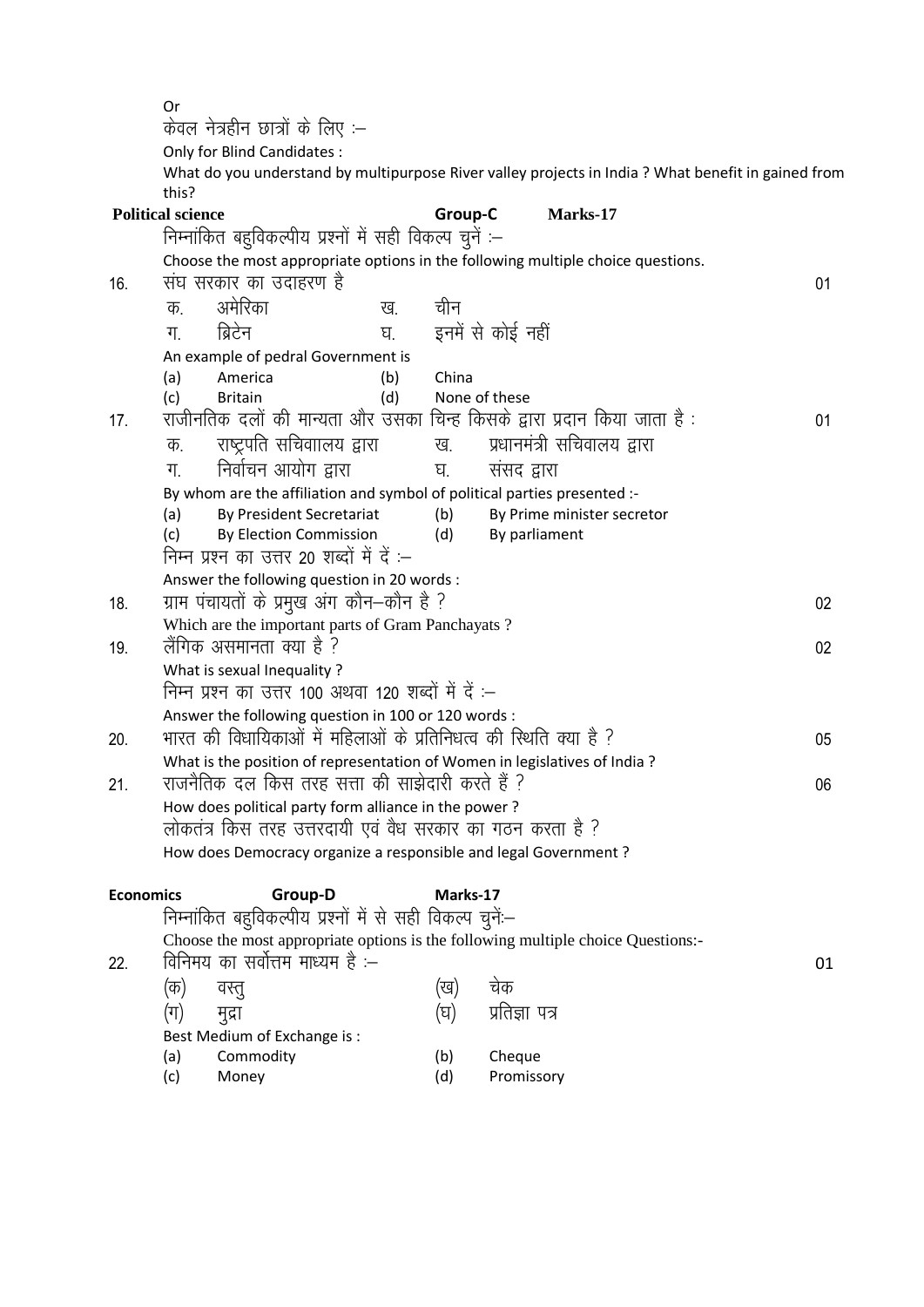Or

केवल नेत्रहीन छात्रों के लिए :–

Only for Blind Candidates :

What do you understand by multipurpose River valley projects in India ? What benefit in gained from this?

**Political science** **Group-C** **Marks-17**

निम्नांकित बहुविकल्पीय प्रश्नों में सही विकल्प चुनें :–

Choose the most appropriate options in the following multiple choice questions.

16. संघ सरकार का उदाहरण है 01

क. अमेरिका ख. चीन
ग. ब्रिटेन घ. इनमें से कोई नहीं

An example of pedral Government is

(a) America (b) China
(c) Britain (d) None of these

17. राजीनतिक दलों की मान्यता और उसका चिन्ह किसके द्वारा प्रदान किया जाता है : 01

क. राष्ट्रपति सचिवालय द्वारा ख. प्रधानमंत्री सचिवालय द्वारा
ग. निर्वाचन आयोग द्वारा घ. संसद द्वारा

By whom are the affiliation and symbol of political parties presented :-

(a) By President Secretariat (b) By Prime minister secretor
(c) By Election Commission (d) By parliament

निम्न प्रश्न का उत्तर 20 शब्दों में दें :–

Answer the following question in 20 words :

18. ग्राम पंचायतों के प्रमुख अंग कौन–कौन है ? 02

Which are the important parts of Gram Panchayats ?

19. लैंगिक असमानता क्या है ? 02

What is sexual Inequality ?

निम्न प्रश्न का उत्तर 100 अथवा 120 शब्दों में दें :–

Answer the following question in 100 or 120 words :

20. भारत की विधायिकाओं में महिलाओं के प्रतिनिधत्व की स्थिति क्या है ? 05

What is the position of representation of Women in legislatives of India ?

21. राजनैतिक दल किस तरह सत्ता की साझेदारी करते हैं ? 06

How does political party form alliance in the power ?

लोकतंत्र किस तरह उत्तरदायी एवं वैध सरकार का गठन करता है ?

How does Democracy organize a responsible and legal Government ?

**Economics** **Group-D** **Marks-17**

निम्नांकित बहुविकल्पीय प्रश्नों में से सही विकल्प चुनें:–

Choose the most appropriate options is the following multiple choice Questions:-

22. विनिमय का सर्वोत्तम माध्यम है :– 01

(क) वस्तु (ख) चेक
(ग) मुद्रा (घ) प्रतिज्ञा पत्र

Best Medium of Exchange is :

(a) Commodity (b) Cheque
(c) Money (d) Promissory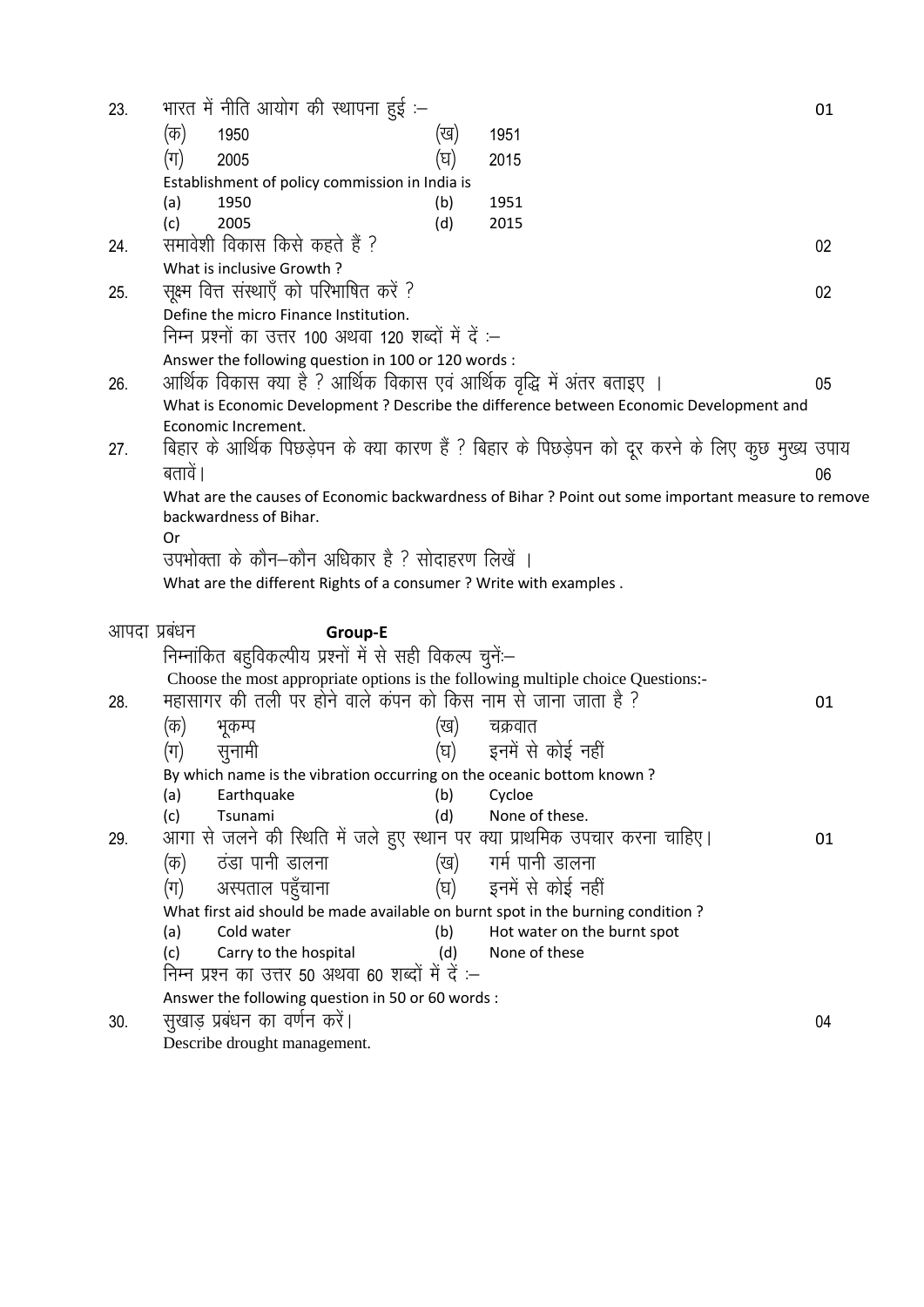23. भारत में नीति आयोग की स्थापना हुई :– 01

(क) 1950 (ख) 1951

(ग) 2005 (घ) 2015

Establishment of policy commission in India is

(a) 1950 (b) 1951

(c) 2005 (d) 2015

24. समावेशी विकास किसे कहते हैं ? 02

What is inclusive Growth ?

25. सूक्ष्म वित्त संस्थाएँ को परिभाषित करें ? 02

Define the micro Finance Institution.

निम्न प्रश्नों का उत्तर 100 अथवा 120 शब्दों में दें :–

Answer the following question in 100 or 120 words :

26. आर्थिक विकास क्या है ? आर्थिक विकास एवं आर्थिक वृद्धि में अंतर बताइए । 05

What is Economic Development ? Describe the difference between Economic Development and Economic Increment.

27. बिहार के आर्थिक पिछड़ेपन के क्या कारण हैं ? बिहार के पिछड़ेपन को दूर करने के लिए कुछ मुख्य उपाय बतावें। 06

What are the causes of Economic backwardness of Bihar ? Point out some important measure to remove backwardness of Bihar.

Or

उपभोक्ता के कौन–कौन अधिकार है ? सोदाहरण लिखें ।

What are the different Rights of a consumer ? Write with examples .

## आपदा प्रबंधन **Group-E**

निम्नांकित बहुविकल्पीय प्रश्नों में से सही विकल्प चुनें:–

Choose the most appropriate options is the following multiple choice Questions:-

28. महासागर की तली पर होने वाले कंपन को किस नाम से जाना जाता है ? 01

(क) भूकम्प (ख) चक्रवात

(ग) सुनामी (घ) इनमें से कोई नहीं

By which name is the vibration occurring on the oceanic bottom known ?

(a) Earthquake (b) Cycloe

(c) Tsunami (d) None of these.

29. आगा से जलने की स्थिति में जले हुए स्थान पर क्या प्राथमिक उपचार करना चाहिए। 01

(क) ठंडा पानी डालना (ख) गर्म पानी डालना

(ग) अस्पताल पहुँचाना (घ) इनमें से कोई नहीं

What first aid should be made available on burnt spot in the burning condition ?

(a) Cold water (b) Hot water on the burnt spot

(c) Carry to the hospital (d) None of these

निम्न प्रश्न का उत्तर 50 अथवा 60 शब्दों में दें :–

Answer the following question in 50 or 60 words :

30. सुखाड़ प्रबंधन का वर्णन करें। 04

Describe drought management.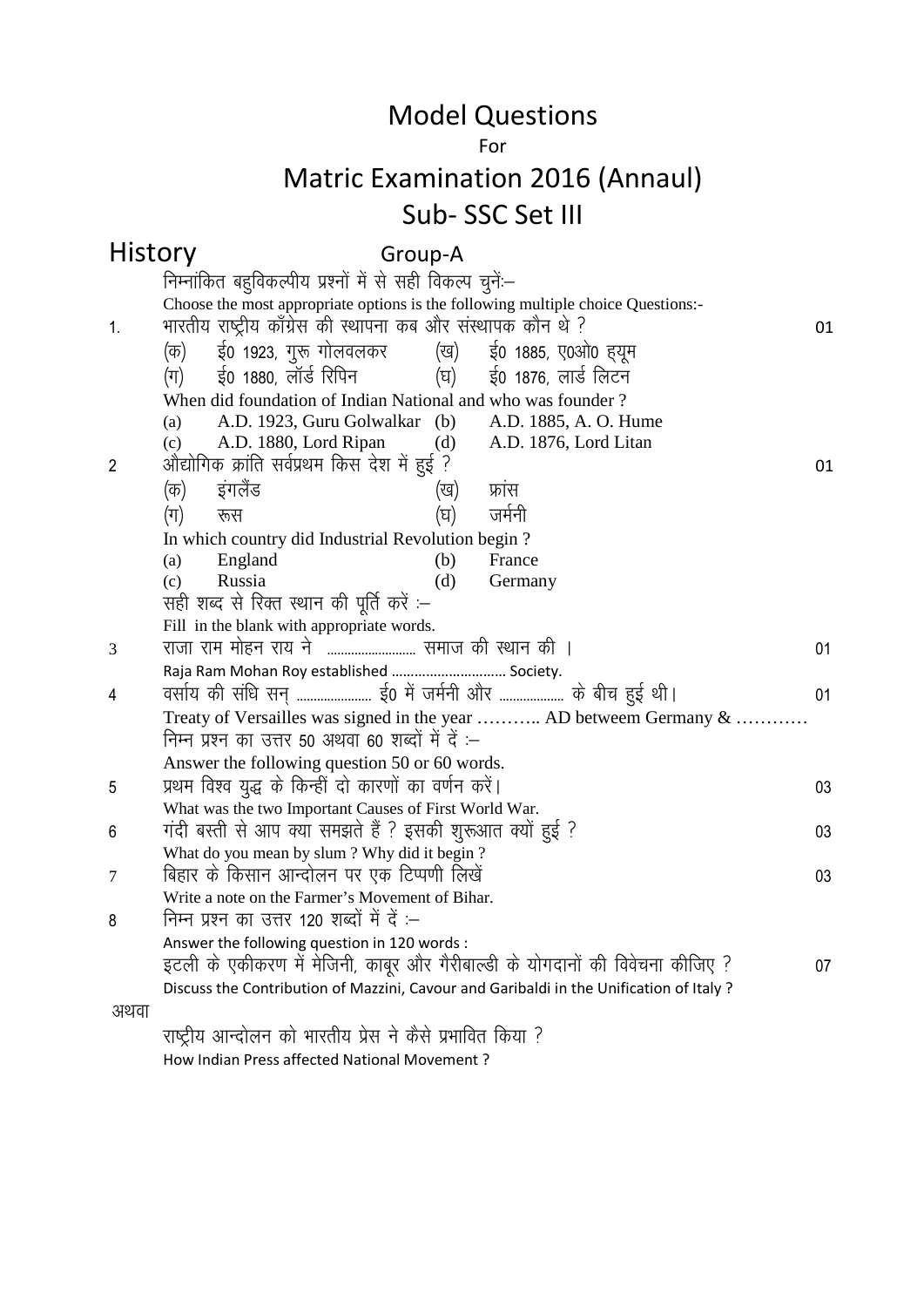# Model Questions

For

# Matric Examination 2016 (Annaul)

# Sub- SSC Set III

## History

### Group-A

निम्नांकित बहुविकल्पीय प्रश्नों में से सही विकल्प चुनें:–

Choose the most appropriate options is the following multiple choice Questions:-

1. भारतीय राष्ट्रीय काँग्रेस की स्थापना कब और संस्थापक कौन थे ? **01**

   (क) ई0 1923, गुरू गोलवलकर (ख) ई0 1885, ए0ओ0 हयूम

   (ग) ई0 1880, लॉर्ड रिपिन (घ) ई0 1876, लार्ड लिटन

   When did foundation of Indian National and who was founder ?

   (a) A.D. 1923, Guru Golwalkar (b) A.D. 1885, A. O. Hume

   (c) A.D. 1880, Lord Ripan (d) A.D. 1876, Lord Litan

2. औद्योगिक क्रांति सर्वप्रथम किस देश में हुई ? **01**

   (क) इंगलैंड (ख) फ्रांस

   (ग) रूस (घ) जर्मनी

   In which country did Industrial Revolution begin ?

   (a) England (b) France

   (c) Russia (d) Germany

सही शब्द से रिक्त स्थान की पूर्ति करें :–

Fill in the blank with appropriate words.

3. राजा राम मोहन राय ने ......................... समाज की स्थान की । **01**

   Raja Ram Mohan Roy established .............................. Society.

4. वर्साय की संधि सन् ..................... ई0 में जर्मनी और .................. के बीच हुई थी। **01**

   Treaty of Versailles was signed in the year ……….. AD betweem Germany & …………

निम्न प्रश्न का उत्तर 50 अथवा 60 शब्दों में दें :–

Answer the following question 50 or 60 words.

5. प्रथम विश्व युद्ध के किन्हीं दो कारणों का वर्णन करें। **03**

   What was the two Important Causes of First World War.

6. गंदी बस्ती से आप क्या समझते हैं ? इसकी शुरूआत क्यों हुई ? **03**

   What do you mean by slum ? Why did it begin ?

7. बिहार के किसान आन्दोलन पर एक टिप्पणी लिखें **03**

   Write a note on the Farmer's Movement of Bihar.

8. निम्न प्रश्न का उत्तर 120 शब्दों में दें :–

   Answer the following question in 120 words :

   इटली के एकीकरण में मेजिनी, काबूर और गैरीबाल्डी के योगदानों की विवेचना कीजिए ? **07**

   Discuss the Contribution of Mazzini, Cavour and Garibaldi in the Unification of Italy ?

अथवा

राष्ट्रीय आन्दोलन को भारतीय प्रेस ने कैसे प्रभावित किया ?

How Indian Press affected National Movement ?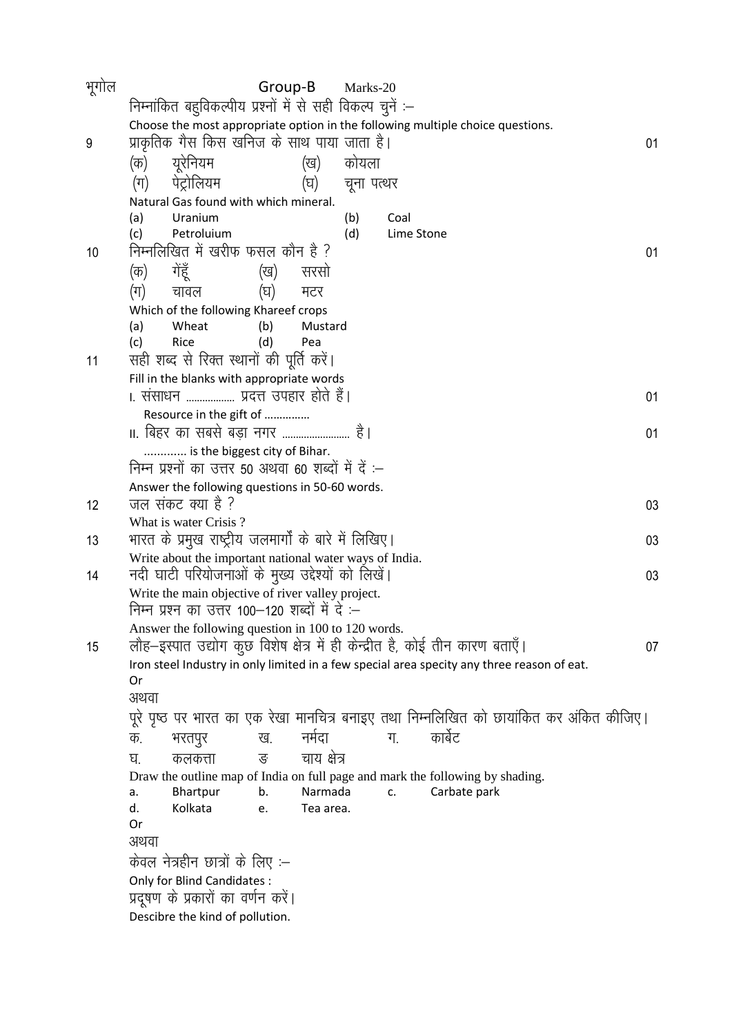भूगोल

## Group-B Marks-20

निम्नांकित बहुविकल्पीय प्रश्नों में से सही विकल्प चुनें :–

Choose the most appropriate option in the following multiple choice questions.

9 प्राकृतिक गैस किस खनिज के साथ पाया जाता है। 01

(क) यूरेनियम (ख) कोयला
(ग) पेट्रोलियम (घ) चूना पत्थर

Natural Gas found with which mineral.

(a) Uranium (b) Coal
(c) Petroluium (d) Lime Stone

10 निम्नलिखित में खरीफ फसल कौन है ? 01

(क) गेंहूँ (ख) सरसो
(ग) चावल (घ) मटर

Which of the following Khareef crops

(a) Wheat (b) Mustard
(c) Rice (d) Pea

11 सही शब्द से रिक्त स्थानों की पूर्ति करें।

Fill in the blanks with appropriate words

I. संसाधन ................. प्रदत्त उपहार होते हैं। 01

Resource in the gift of ..............

II. बिहर का सबसे बड़ा नगर ........................ है। 01

............. is the biggest city of Bihar.

निम्न प्रश्नों का उत्तर 50 अथवा 60 शब्दों में दें :–

Answer the following questions in 50-60 words.

12 जल संकट क्या है ? 03

What is water Crisis ?

13 भारत के प्रमुख राष्ट्रीय जलमार्गों के बारे में लिखिए। 03

Write about the important national water ways of India.

14 नदी घाटी परियोजनाओं के मुख्य उद्देश्यों को लिखें। 03

Write the main objective of river valley project.

निम्न प्रश्न का उत्तर 100–120 शब्दों में दे :–

Answer the following question in 100 to 120 words.

15 लौह–इस्पात उद्योग कुछ विशेष क्षेत्र में ही केन्द्रीत है, कोई तीन कारण बताएँ। 07

Iron steel Industry in only limited in a few special area specity any three reason of eat.

Or

अथवा

पूरे पृष्ठ पर भारत का एक रेखा मानचित्र बनाइए तथा निम्नलिखित को छायांकित कर अंकित कीजिए।

क. भरतपुर ख. नर्मदा ग. कार्बेट
घ. कलकत्ता ङ चाय क्षेत्र

Draw the outline map of India on full page and mark the following by shading.

a. Bhartpur b. Narmada c. Carbate park
d. Kolkata e. Tea area.

Or

अथवा

केवल नेत्रहीन छात्रों के लिए :–

Only for Blind Candidates :

प्रदूषण के प्रकारों का वर्णन करें।

Descibre the kind of pollution.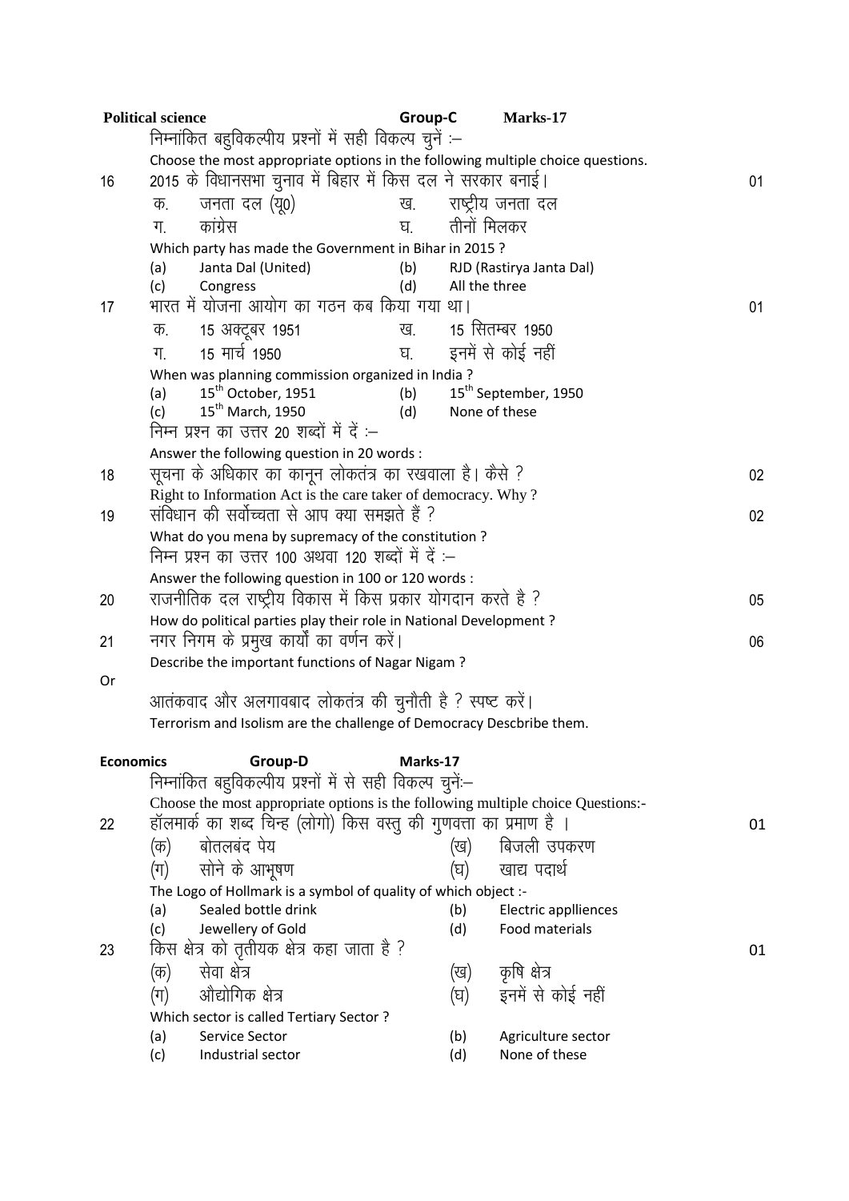**Political science** **Group-C** **Marks-17**

निम्नांकित बहुविकल्पीय प्रश्नों में सही विकल्प चुनें :–

Choose the most appropriate options in the following multiple choice questions.

16 2015 के विधानसभा चुनाव में बिहार में किस दल ने सरकार बनाई। 01

क. जनता दल (यू0) ख. राष्ट्रीय जनता दल

ग. कांग्रेस घ. तीनों मिलकर

Which party has made the Government in Bihar in 2015 ?

(a) Janta Dal (United) (b) RJD (Rastirya Janta Dal)

(c) Congress (d) All the three

17 भारत में योजना आयोग का गठन कब किया गया था। 01

क. 15 अक्टूबर 1951 ख. 15 सितम्बर 1950

ग. 15 मार्च 1950 घ. इनमें से कोई नहीं

When was planning commission organized in India ?

(a) 15th October, 1951 (b) 15th September, 1950

(c) 15th March, 1950 (d) None of these

निम्न प्रश्न का उत्तर 20 शब्दों में दें :–

Answer the following question in 20 words :

18 सूचना के अधिकार का कानून लोकतंत्र का रखवाला है। कैसे ? 02

Right to Information Act is the care taker of democracy. Why ?

19 संविधान की सर्वोच्चता से आप क्या समझते हैं ? 02

What do you mena by supremacy of the constitution ?

निम्न प्रश्न का उत्तर 100 अथवा 120 शब्दों में दें :–

Answer the following question in 100 or 120 words :

20 राजनीतिक दल राष्ट्रीय विकास में किस प्रकार योगदान करते है ? 05

How do political parties play their role in National Development ?

21 नगर निगम के प्रमुख कार्यों का वर्णन करें। 06

Describe the important functions of Nagar Nigam ?

Or

आतंकवाद और अलगाववाद लोकतंत्र की चुनौती है ? स्पष्ट करें।

Terrorism and Isolism are the challenge of Democracy Descbribe them.

**Economics** **Group-D** **Marks-17**

निम्नांकित बहुविकल्पीय प्रश्नों में से सही विकल्प चुनें:–

Choose the most appropriate options is the following multiple choice Questions:-

22 हॉलमार्क का शब्द चिन्ह (लोगो) किस वस्तु की गुणवत्ता का प्रमाण है । 01

(क) बोतलबंद पेय (ख) बिजली उपकरण

(ग) सोने के आभूषण (घ) खाद्य पदार्थ

The Logo of Hollmark is a symbol of quality of which object :-

(a) Sealed bottle drink (b) Electric applliences

(c) Jewellery of Gold (d) Food materials

23 किस क्षेत्र को तृतीयक क्षेत्र कहा जाता है ? 01

(क) सेवा क्षेत्र (ख) कृषि क्षेत्र

(ग) औद्योगिक क्षेत्र (घ) इनमें से कोई नहीं

Which sector is called Tertiary Sector ?

(a) Service Sector (b) Agriculture sector

(c) Industrial sector (d) None of these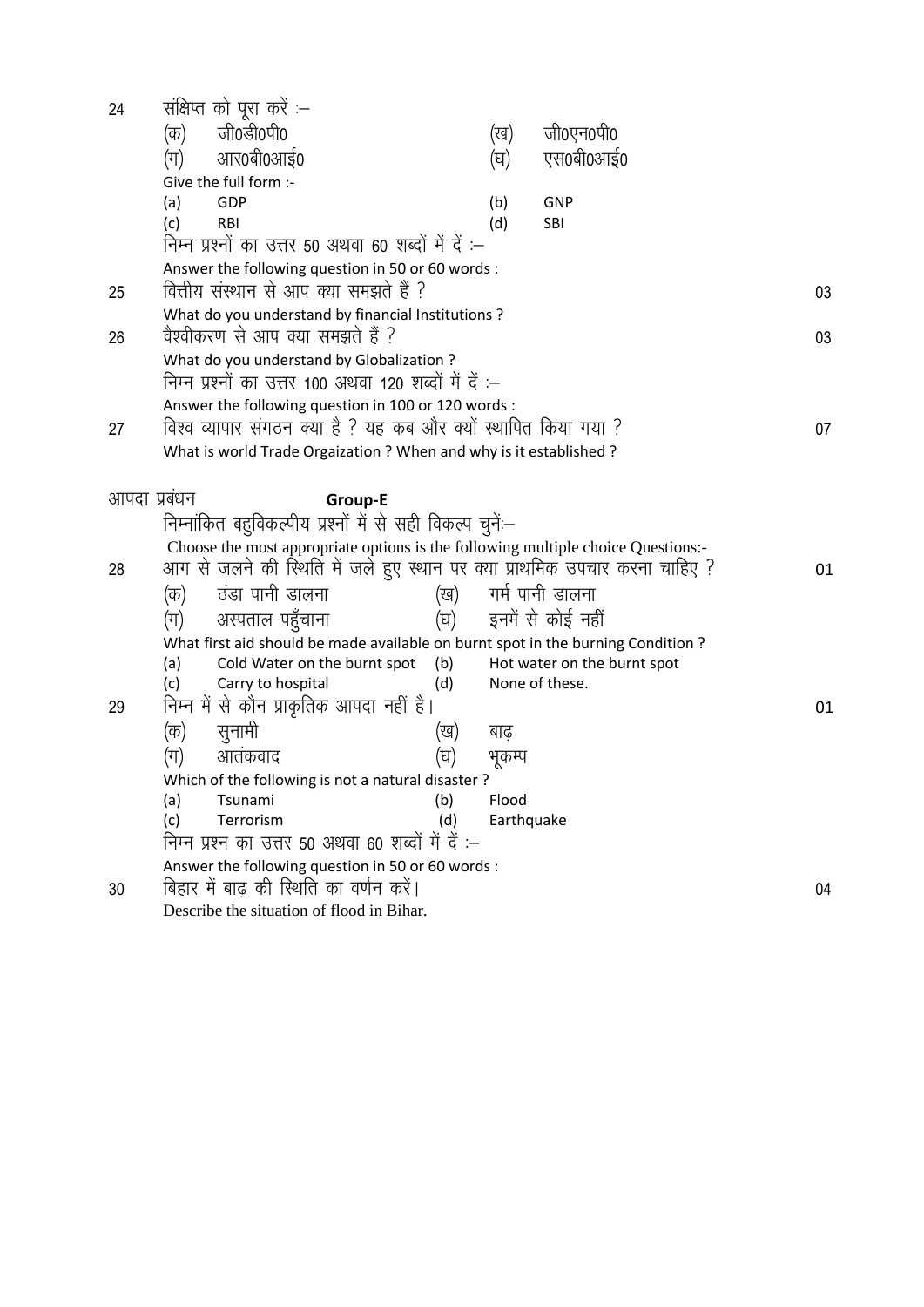24 संक्षिप्त को पूरा करें :–

(क) जी0डी0पी0 (ख) जी0एन0पी0

(ग) आर0बी0आई0 (घ) एस0बी0आई0

Give the full form :-

(a) GDP (b) GNP

(c) RBI (d) SBI

निम्न प्रश्नों का उत्तर 50 अथवा 60 शब्दों में दें :–

Answer the following question in 50 or 60 words :

25 वित्तीय संस्थान से आप क्या समझते हैं ? 03

What do you understand by financial Institutions ?

26 वैश्वीकरण से आप क्या समझते हैं ? 03

What do you understand by Globalization ?

निम्न प्रश्नों का उत्तर 100 अथवा 120 शब्दों में दें :–

Answer the following question in 100 or 120 words :

27 विश्व व्यापार संगठन क्या है ? यह कब और क्यों स्थापित किया गया ? 07

What is world Trade Orgaization ? When and why is it established ?

आपदा प्रबंधन **Group-E**

निम्नांकित बहुविकल्पीय प्रश्नों में से सही विकल्प चुनें:–

Choose the most appropriate options is the following multiple choice Questions:-

28 आग से जलने की स्थिति में जले हुए स्थान पर क्या प्राथमिक उपचार करना चाहिए ? 01

(क) ठंडा पानी डालना (ख) गर्म पानी डालना

(ग) अस्पताल पहुँचाना (घ) इनमें से कोई नहीं

What first aid should be made available on burnt spot in the burning Condition ?

(a) Cold Water on the burnt spot (b) Hot water on the burnt spot

(c) Carry to hospital (d) None of these.

29 निम्न में से कौन प्राकृतिक आपदा नहीं है। 01

(क) सुनामी (ख) बाढ़

(ग) आतंकवाद (घ) भूकम्प

Which of the following is not a natural disaster ?

(a) Tsunami (b) Flood

(c) Terrorism (d) Earthquake

निम्न प्रश्न का उत्तर 50 अथवा 60 शब्दों में दें :–

Answer the following question in 50 or 60 words :

30 बिहार में बाढ़ की स्थिति का वर्णन करें। 04

Describe the situation of flood in Bihar.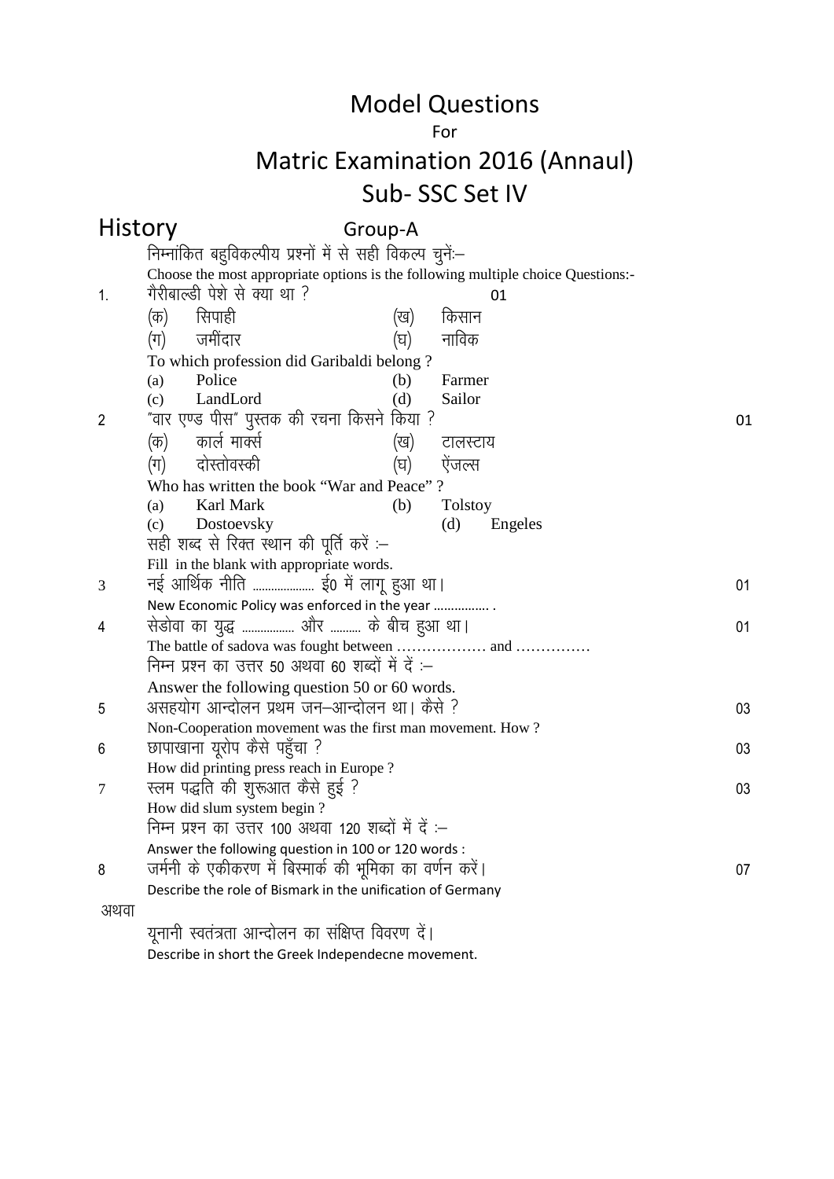# Model Questions

For

# Matric Examination 2016 (Annaul)

# Sub- SSC Set IV

## History

### Group-A

निम्नांकित बहुविकल्पीय प्रश्नों में से सही विकल्प चुनें:–

Choose the most appropriate options is the following multiple choice Questions:-

1. गैरीबाल्डी पेशे से क्या था ? 01

(क) सिपाही (ख) किसान
(ग) जमींदार (घ) नाविक

To which profession did Garibaldi belong ?

(a) Police (b) Farmer
(c) LandLord (d) Sailor

2. "वार एण्ड पीस" पुस्तक की रचना किसने किया ? 01

(क) कार्ल मार्क्स (ख) टालस्टाय
(ग) दोस्तोवस्की (घ) ऐंजल्स

Who has written the book "War and Peace" ?

(a) Karl Mark (b) Tolstoy
(c) Dostoevsky (d) Engeles

सही शब्द से रिक्त स्थान की पूर्ति करें :–

Fill in the blank with appropriate words.

3. नई आर्थिक नीति .................. ई0 में लागू हुआ था। 01

New Economic Policy was enforced in the year ................ .

4. सेडोवा का युद्ध ................ और .......... के बीच हुआ था। 01

The battle of sadova was fought between ……………… and ……………

निम्न प्रश्न का उत्तर 50 अथवा 60 शब्दों में दें :–

Answer the following question 50 or 60 words.

5. असहयोग आन्दोलन प्रथम जन–आन्दोलन था। कैसे ? 03

Non-Cooperation movement was the first man movement. How ?

6. छापाखाना यूरोप कैसे पहुँचा ? 03

How did printing press reach in Europe ?

7. स्लम पद्धति की शुरूआत कैसे हुई ? 03

How did slum system begin ?

निम्न प्रश्न का उत्तर 100 अथवा 120 शब्दों में दें :–

Answer the following question in 100 or 120 words :

8. जर्मनी के एकीकरण में बिस्मार्क की भूमिका का वर्णन करें। 07

Describe the role of Bismark in the unification of Germany

अथवा

यूनानी स्वतंत्रता आन्दोलन का संक्षिप्त विवरण दें।

Describe in short the Greek Independecne movement.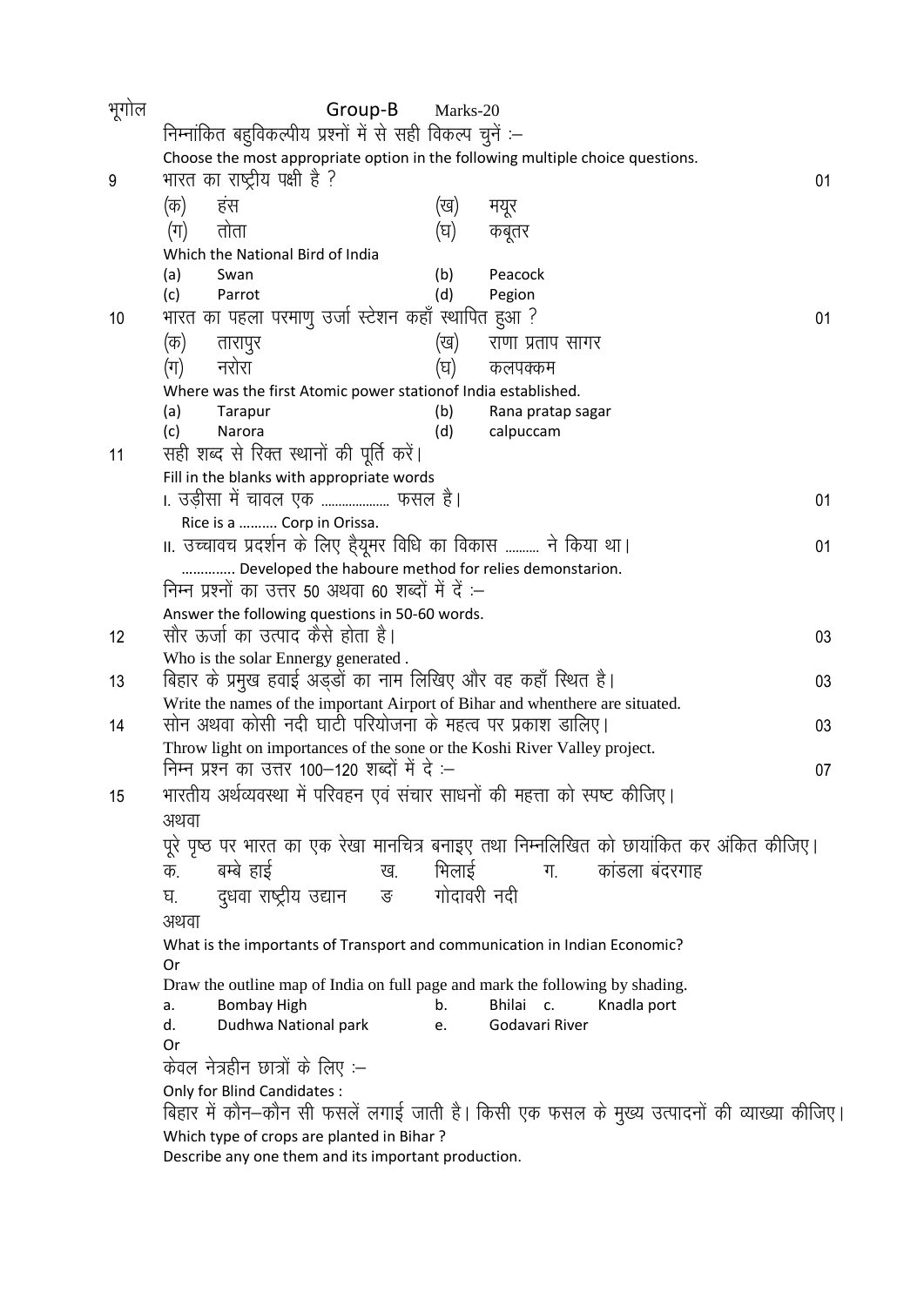भूगोल

## Group-B Marks-20

निम्नांकित बहुविकल्पीय प्रश्नों में से सही विकल्प चुनें :–

Choose the most appropriate option in the following multiple choice questions.

9 भारत का राष्ट्रीय पक्षी है ? 01

(क) हंस (ख) मयूर

(ग) तोता (घ) कबूतर

Which the National Bird of India

(a) Swan (b) Peacock

(c) Parrot (d) Pegion

10 भारत का पहला परमाणु उर्जा स्टेशन कहाँ स्थापित हुआ ? 01

(क) तारापुर (ख) राणा प्रताप सागर

(ग) नरोरा (घ) कलपक्कम

Where was the first Atomic power stationof India established.

(a) Tarapur (b) Rana pratap sagar

(c) Narora (d) calpuccam

11 सही शब्द से रिक्त स्थानों की पूर्ति करें।

Fill in the blanks with appropriate words

I. उड़ीसा में चावल एक ................... फसल है। 01

Rice is a .......... Corp in Orissa.

II. उच्चावच प्रदर्शन के लिए हैयूमर विधि का विकास .......... ने किया था। 01

.............. Developed the haboure method for relies demonstarion.

निम्न प्रश्नों का उत्तर 50 अथवा 60 शब्दों में दें :–

Answer the following questions in 50-60 words.

12 सौर ऊर्जा का उत्पाद कैसे होता है। 03

Who is the solar Ennergy generated .

13 बिहार के प्रमुख हवाई अड्डों का नाम लिखिए और वह कहाँ स्थित है। 03

Write the names of the important Airport of Bihar and whenthere are situated.

14 सोन अथवा कोसी नदी घाटी परियोजना के महत्व पर प्रकाश डालिए। 03

Throw light on importances of the sone or the Koshi River Valley project.

निम्न प्रश्न का उत्तर 100–120 शब्दों में दे :– 07

15 भारतीय अर्थव्यवस्था में परिवहन एवं संचार साधनों की महत्ता को स्पष्ट कीजिए।

अथवा

पूरे पृष्ठ पर भारत का एक रेखा मानचित्र बनाइए तथा निम्नलिखित को छायांकित कर अंकित कीजिए।

क. बम्बे हाई ख. भिलाई ग. कांडला बंदरगाह

घ. दुधवा राष्ट्रीय उद्यान ङ गोदावरी नदी

अथवा

What is the importants of Transport and communication in Indian Economic?

Or

Draw the outline map of India on full page and mark the following by shading.

a. Bombay High b. Bhilai c. Knadla port

d. Dudhwa National park e. Godavari River

Or

केवल नेत्रहीन छात्रों के लिए :–

Only for Blind Candidates :

बिहार में कौन–कौन सी फसलें लगाई जाती है। किसी एक फसल के मुख्य उत्पादनों की व्याख्या कीजिए।

Which type of crops are planted in Bihar ?

Describe any one them and its important production.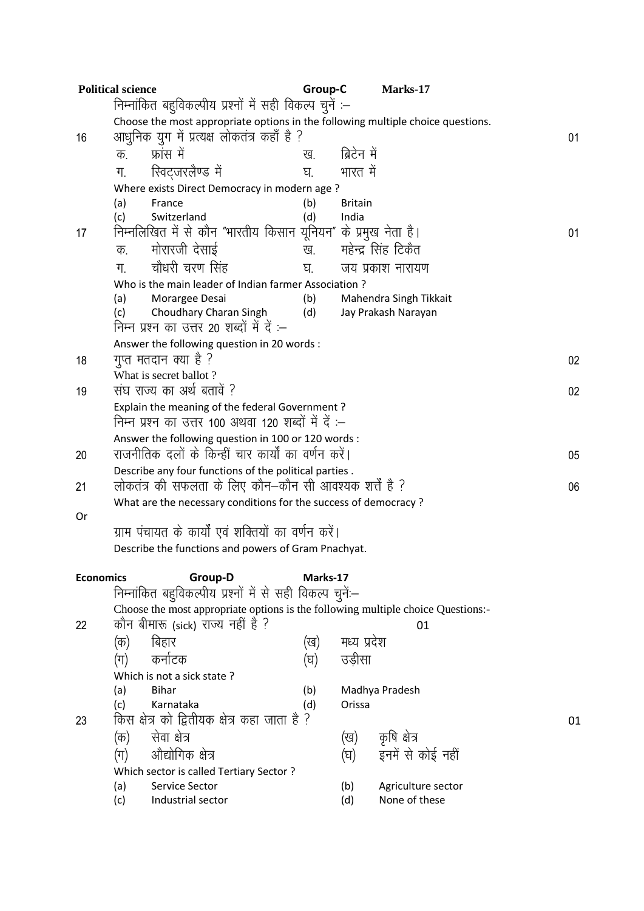**Political science** **Group-C** **Marks-17**

निम्नांकित बहुविकल्पीय प्रश्नों में सही विकल्प चुनें :–

Choose the most appropriate options in the following multiple choice questions.

16 आधुनिक युग में प्रत्यक्ष लोकतंत्र कहाँ है ? 01

क. फ्रांस में ख. ब्रिटेन में

ग. स्विट्जरलैण्ड में घ. भारत में

Where exists Direct Democracy in modern age ?

(a) France (b) Britain

(c) Switzerland (d) India

17 निम्नलिखित में से कौन "भारतीय किसान यूनियन" के प्रमुख नेता है। 01

क. मोरारजी देसाई ख. महेन्द्र सिंह टिकैत

ग. चौधरी चरण सिंह घ. जय प्रकाश नारायण

Who is the main leader of Indian farmer Association ?

(a) Morargee Desai (b) Mahendra Singh Tikkait

(c) Choudhary Charan Singh (d) Jay Prakash Narayan

निम्न प्रश्न का उत्तर 20 शब्दों में दें :–

Answer the following question in 20 words :

18 गुप्त मतदान क्या है ? 02

What is secret ballot ?

19 संघ राज्य का अर्थ बतावें ? 02

Explain the meaning of the federal Government ?

निम्न प्रश्न का उत्तर 100 अथवा 120 शब्दों में दें :–

Answer the following question in 100 or 120 words :

20 राजनीतिक दलों के किन्हीं चार कार्यों का वर्णन करें। 05

Describe any four functions of the political parties .

21 लोकतंत्र की सफलता के लिए कौन–कौन सी आवश्यक शर्तें है ? 06

What are the necessary conditions for the success of democracy ?

Or

ग्राम पंचायत के कार्यों एवं शक्तियों का वर्णन करें।

Describe the functions and powers of Gram Pnachyat.

**Economics** **Group-D** **Marks-17**

निम्नांकित बहुविकल्पीय प्रश्नों में से सही विकल्प चुनें:–

Choose the most appropriate options is the following multiple choice Questions:-

22 कौन बीमारू (sick) राज्य नहीं है ? 01

(क) बिहार (ख) मध्य प्रदेश

(ग) कर्नाटक (घ) उड़ीसा

Which is not a sick state ?

(a) Bihar (b) Madhya Pradesh

(c) Karnataka (d) Orissa

23 किस क्षेत्र को द्वितीयक क्षेत्र कहा जाता है ? 01

(क) सेवा क्षेत्र (ख) कृषि क्षेत्र

(ग) औद्योगिक क्षेत्र (घ) इनमें से कोई नहीं

Which sector is called Tertiary Sector ?

(a) Service Sector (b) Agriculture sector

(c) Industrial sector (d) None of these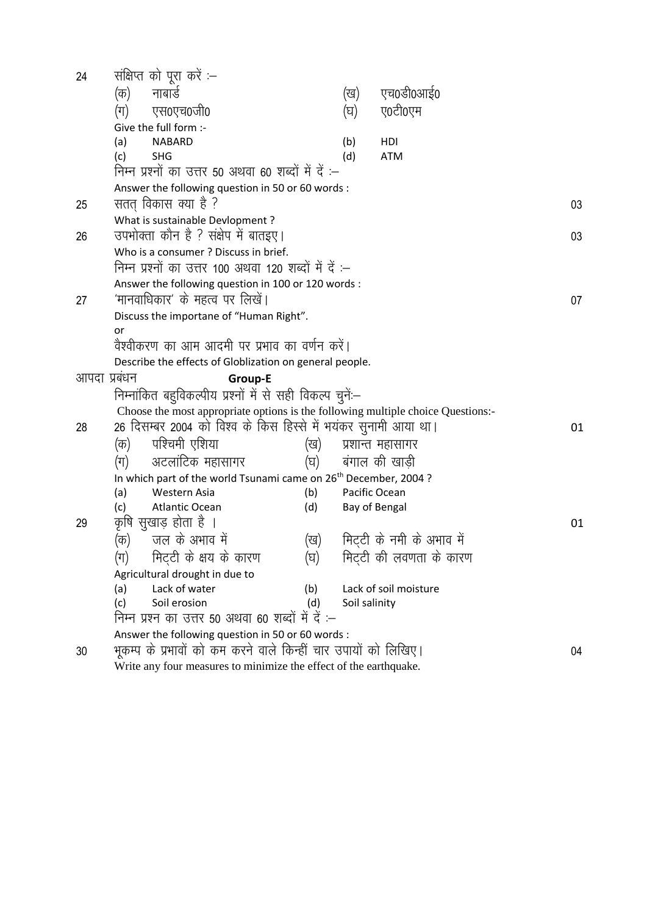24 संक्षिप्त को पूरा करें :–

(क) नाबार्ड (ख) एच0डी0आई0

(ग) एस0एच0जी0 (घ) ए0टी0एम

Give the full form :-

(a) NABARD (b) HDI

(c) SHG (d) ATM

निम्न प्रश्नों का उत्तर 50 अथवा 60 शब्दों में दें :–

Answer the following question in 50 or 60 words :

25 सतत् विकास क्या है ? 03

What is sustainable Devlopment ?

26 उपभोक्ता कौन है ? संक्षेप में बातइए। 03

Who is a consumer ? Discuss in brief.

निम्न प्रश्नों का उत्तर 100 अथवा 120 शब्दों में दें :–

Answer the following question in 100 or 120 words :

27 'मानवाधिकार' के महत्व पर लिखें। 07

Discuss the importane of "Human Right".

or

वैश्वीकरण का आम आदमी पर प्रभाव का वर्णन करें।

Describe the effects of Globlization on general people.

आपदा प्रबंधन **Group-E**

निम्नांकित बहुविकल्पीय प्रश्नों में से सही विकल्प चुनें:–

Choose the most appropriate options is the following multiple choice Questions:-

28 26 दिसम्बर 2004 को विश्व के किस हिस्से में भयंकर सुनामी आया था। 01

(क) पश्चिमी एशिया (ख) प्रशान्त महासागर

(ग) अटलांटिक महासागर (घ) बंगाल की खाड़ी

In which part of the world Tsunami came on 26th December, 2004 ?

(a) Western Asia (b) Pacific Ocean

(c) Atlantic Ocean (d) Bay of Bengal

29 कृषि सुखाड़ होता है । 01

(क) जल के अभाव में (ख) मिट्टी के नमी के अभाव में

(ग) मिट्टी के क्षय के कारण (घ) मिट्टी की लवणता के कारण

Agricultural drought in due to

(a) Lack of water (b) Lack of soil moisture

(c) Soil erosion (d) Soil salinity

निम्न प्रश्न का उत्तर 50 अथवा 60 शब्दों में दें :–

Answer the following question in 50 or 60 words :

30 भूकम्प के प्रभावों को कम करने वाले किन्हीं चार उपायों को लिखिए। 04

Write any four measures to minimize the effect of the earthquake.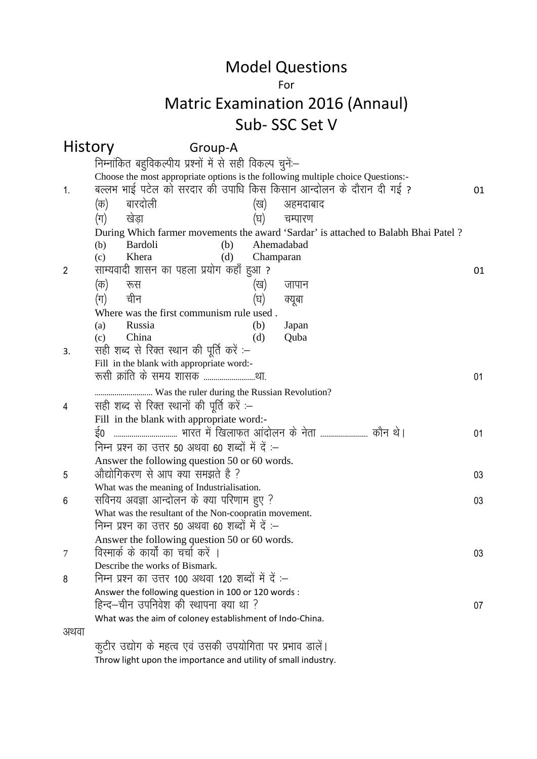# Model Questions

For

# Matric Examination 2016 (Annaul)

## Sub- SSC Set V

## History Group-A

निम्नांकित बहुविकल्पीय प्रश्नों में से सही विकल्प चुनें:–

Choose the most appropriate options is the following multiple choice Questions:-

1. बल्लभ भाई पटेल को सरदार की उपाधि किस किसान आन्दोलन के दौरान दी गई ? 01

   (क) बारदोली (ख) अहमदाबाद
   (ग) खेड़ा (घ) चम्पारण

   During Which farmer movements the award 'Sardar' is attached to Balabh Bhai Patel ?

   (b) Bardoli (b) Ahemadabad
   (c) Khera (d) Champaran

2. साम्यवादी शासन का पहला प्रयोग कहाँ हुआ ? 01

   (क) रूस (ख) जापान
   (ग) चीन (घ) क्यूबा

   Where was the first communism rule used .

   (a) Russia (b) Japan
   (c) China (d) Quba

3. सही शब्द से रिक्त स्थान की पूर्ति करें :–

   Fill in the blank with appropriate word:-

   रूसी क्रांति के समय शासक ........................था. 01

   ............................ Was the ruler during the Russian Revolution?

4. सही शब्द से रिक्त स्थानों की पूर्ति करें :–

   Fill in the blank with appropriate word:-

   ई0 ................................ भारत में खिलाफत आंदोलन के नेता ....................... कौन थे। 01

निम्न प्रश्न का उत्तर 50 अथवा 60 शब्दों में दें :–

Answer the following question 50 or 60 words.

5. औद्योगिकरण से आप क्या समझते है ? 03

   What was the meaning of Industrialisation.

6. सविनय अवज्ञा आन्दोलन के क्या परिणाम हुए ? 03

   What was the resultant of the Non-coopratin movement.

निम्न प्रश्न का उत्तर 50 अथवा 60 शब्दों में दें :–

Answer the following question 50 or 60 words.

7. विस्मार्क के कार्यों का चर्चा करें । 03

   Describe the works of Bismark.

8. निम्न प्रश्न का उत्तर 100 अथवा 120 शब्दों में दें :–

   Answer the following question in 100 or 120 words :

   हिन्द–चीन उपनिवेश की स्थापना क्या था ? 07

   What was the aim of coloney establishment of Indo-China.

अथवा

कुटीर उद्योग के महत्व एवं उसकी उपयोगिता पर प्रभाव डालें।

Throw light upon the importance and utility of small industry.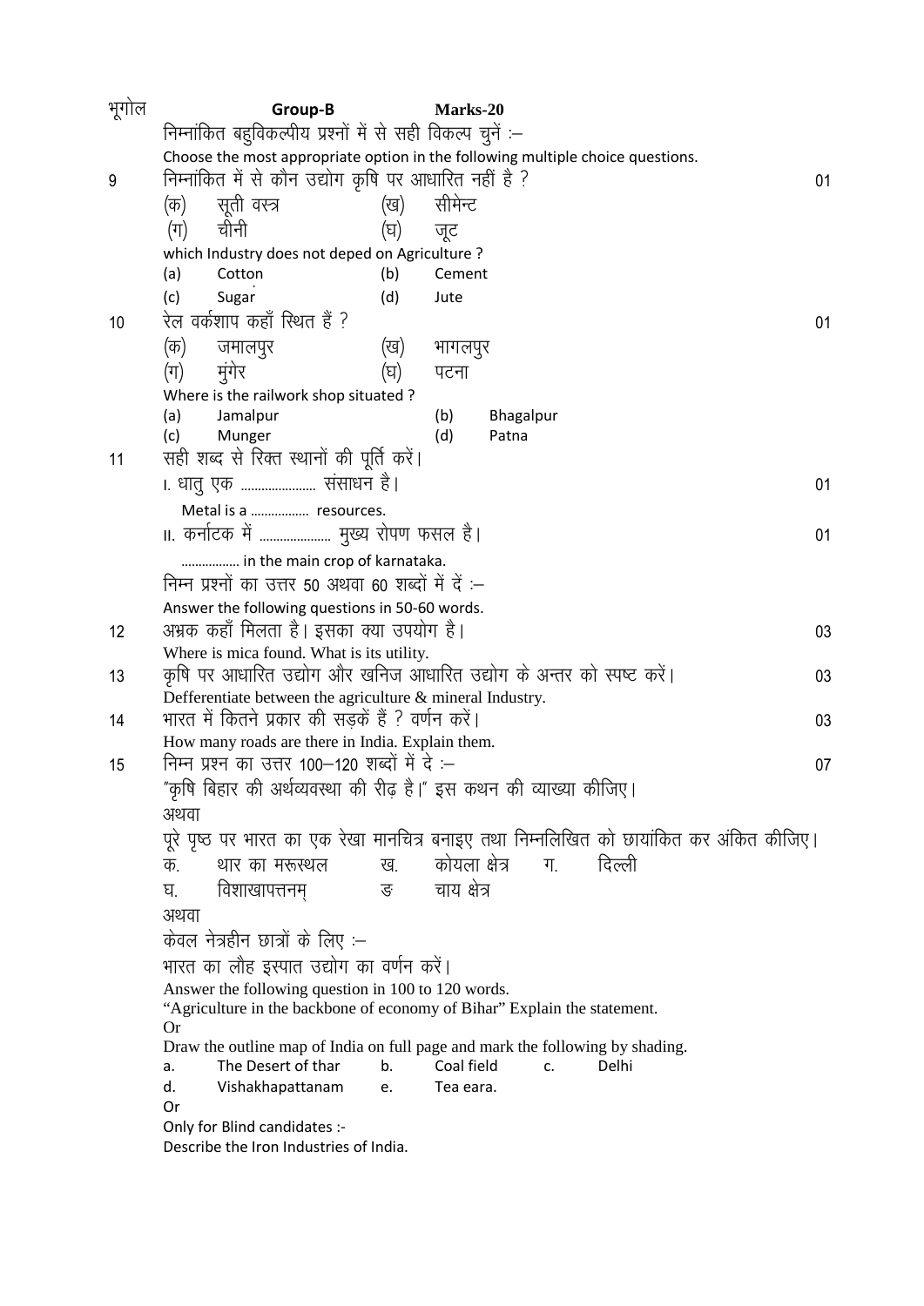भूगोल **Group-B** **Marks-20**

निम्नांकित बहुविकल्पीय प्रश्नों में से सही विकल्प चुनें :–

Choose the most appropriate option in the following multiple choice questions.

9 निम्नांकित में से कौन उद्योग कृषि पर आधारित नहीं है ? 01

(क) सूती वस्त्र (ख) सीमेन्ट
(ग) चीनी (घ) जूट

which Industry does not deped on Agriculture ?

(a) Cotton (b) Cement
(c) Sugar (d) Jute

10 रेल वर्कशाप कहाँ स्थित हैं ? 01

(क) जमालपुर (ख) भागलपुर
(ग) मुंगेर (घ) पटना

Where is the railwork shop situated ?

(a) Jamalpur (b) Bhagalpur
(c) Munger (d) Patna

11 सही शब्द से रिक्त स्थानों की पूर्ति करें।

I. धातु एक .................... संसाधन है। 01

Metal is a ................ resources.

II. कर्नाटक में .................... मुख्य रोपण फसल है। 01

................ in the main crop of karnataka.

निम्न प्रश्नों का उत्तर 50 अथवा 60 शब्दों में दें :–

Answer the following questions in 50-60 words.

12 अभ्रक कहाँ मिलता है। इसका क्या उपयोग है। 03

Where is mica found. What is its utility.

13 कृषि पर आधारित उद्योग और खनिज आधारित उद्योग के अन्तर को स्पष्ट करें। 03

Defferentiate between the agriculture & mineral Industry.

14 भारत में कितने प्रकार की सड़कें हैं ? वर्णन करें। 03

How many roads are there in India. Explain them.

15 निम्न प्रश्न का उत्तर 100–120 शब्दों में दे :– 07

"कृषि बिहार की अर्थव्यवस्था की रीढ़ है।" इस कथन की व्याख्या कीजिए।

अथवा

पूरे पृष्ठ पर भारत का एक रेखा मानचित्र बनाइए तथा निम्नलिखित को छायांकित कर अंकित कीजिए।

क. थार का मरूस्थल ख. कोयला क्षेत्र ग. दिल्ली
घ. विशाखापत्तनम् ङ चाय क्षेत्र

अथवा

केवल नेत्रहीन छात्रों के लिए :–

भारत का लौह इस्पात उद्योग का वर्णन करें।

Answer the following question in 100 to 120 words.

"Agriculture in the backbone of economy of Bihar" Explain the statement.

Or

Draw the outline map of India on full page and mark the following by shading.

a. The Desert of thar b. Coal field c. Delhi
d. Vishakhapattanam e. Tea eara.

Or

Only for Blind candidates :-

Describe the Iron Industries of India.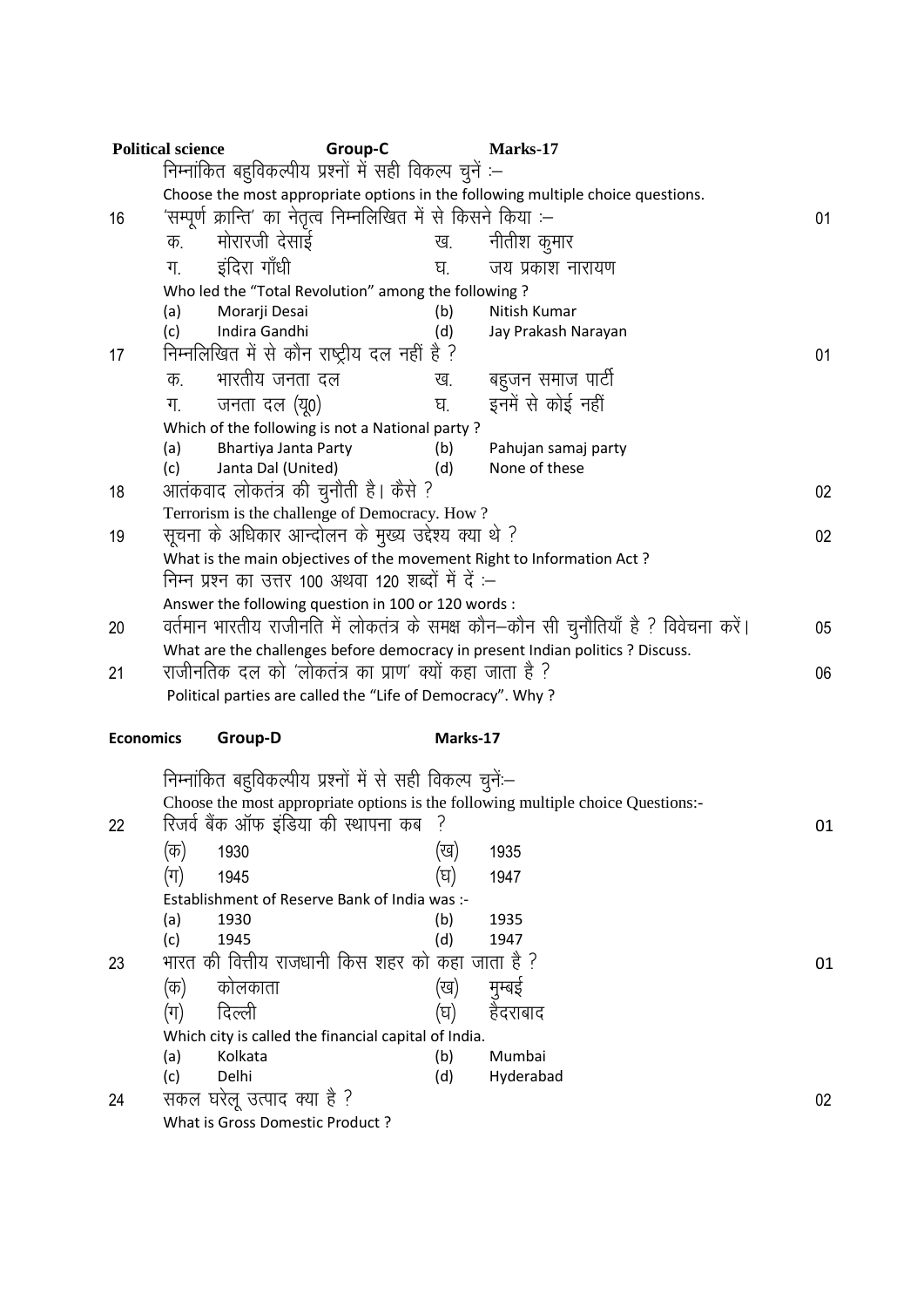**Political science** **Group-C** **Marks-17**

निम्नांकित बहुविकल्पीय प्रश्नों में सही विकल्प चुनें :–

Choose the most appropriate options in the following multiple choice questions.

16 'सम्पूर्ण क्रान्ति' का नेतृत्व निम्नलिखित में से किसने किया :– 01

क. मोरारजी देसाई ख. नीतीश कुमार

ग. इंदिरा गाँधी घ. जय प्रकाश नारायण

Who led the "Total Revolution" among the following ?

(a) Morarji Desai (b) Nitish Kumar

(c) Indira Gandhi (d) Jay Prakash Narayan

17 निम्नलिखित में से कौन राष्ट्रीय दल नहीं है ? 01

क. भारतीय जनता दल ख. बहुजन समाज पार्टी

ग. जनता दल (यू0) घ. इनमें से कोई नहीं

Which of the following is not a National party ?

(a) Bhartiya Janta Party (b) Pahujan samaj party

(c) Janta Dal (United) (d) None of these

18 आतंकवाद लोकतंत्र की चुनौती है। कैसे ? 02

Terrorism is the challenge of Democracy. How ?

19 सूचना के अधिकार आन्दोलन के मुख्य उद्देश्य क्या थे ? 02

What is the main objectives of the movement Right to Information Act ?

निम्न प्रश्न का उत्तर 100 अथवा 120 शब्दों में दें :–

Answer the following question in 100 or 120 words :

20 वर्तमान भारतीय राजीनति में लोकतंत्र के समक्ष कौन–कौन सी चुनौतियाँ है ? विवेचना करें। 05

What are the challenges before democracy in present Indian politics ? Discuss.

21 राजीनतिक दल को 'लोकतंत्र का प्राण' क्यों कहा जाता है ? 06

Political parties are called the "Life of Democracy". Why ?

**Economics** **Group-D** **Marks-17**

निम्नांकित बहुविकल्पीय प्रश्नों में से सही विकल्प चुनें:–

Choose the most appropriate options is the following multiple choice Questions:-

22 रिजर्व बैंक ऑफ इंडिया की स्थापना कब ? 01

(क) 1930 (ख) 1935

(ग) 1945 (घ) 1947

Establishment of Reserve Bank of India was :-

(a) 1930 (b) 1935

(c) 1945 (d) 1947

23 भारत की वित्तीय राजधानी किस शहर को कहा जाता है ? 01

(क) कोलकाता (ख) मुम्बई

(ग) दिल्ली (घ) हैदराबाद

Which city is called the financial capital of India.

(a) Kolkata (b) Mumbai

(c) Delhi (d) Hyderabad

24 सकल घरेलू उत्पाद क्या है ? 02

What is Gross Domestic Product ?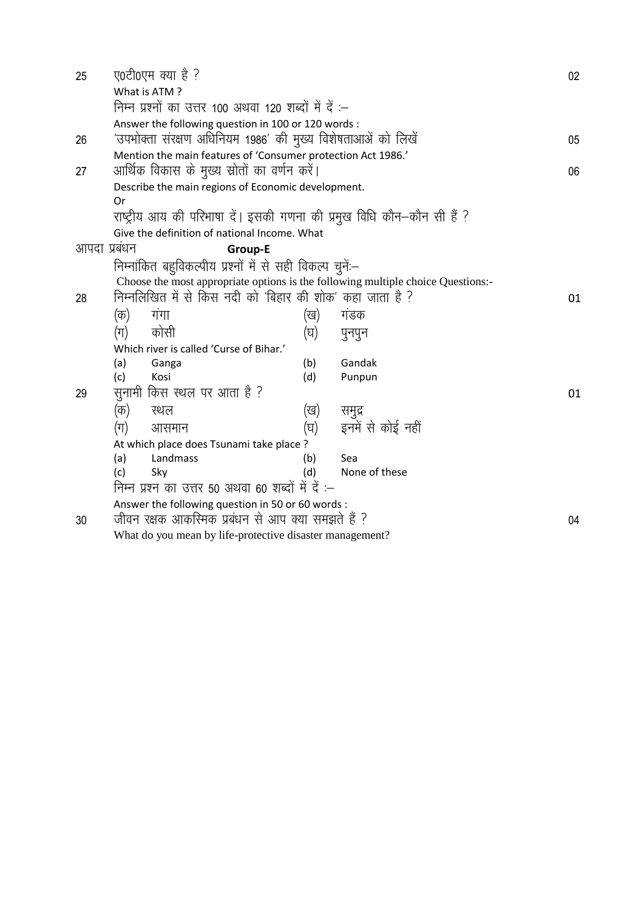25 ए0टी0एम क्या है ? 02

What is ATM ?

निम्न प्रश्नों का उत्तर 100 अथवा 120 शब्दों में दें :–

Answer the following question in 100 or 120 words :

26 'उपभोक्ता संरक्षण अधिनियम 1986' की मुख्य विशेषताआें को लिखें 05

Mention the main features of 'Consumer protection Act 1986.'

27 आर्थिक विकास के मुख्य स्रोतों का वर्णन करें। 06

Describe the main regions of Economic development.

Or

राष्ट्रीय आय की परिभाषा दें। इसकी गणना की प्रमुख विधि कौन–कौन सी हैं ?

Give the definition of national Income. What

## आपदा प्रबंधन **Group-E**

निम्नांकित बहुविकल्पीय प्रश्नों में से सही विकल्प चुनें:–

Choose the most appropriate options is the following multiple choice Questions:-

28 निम्नलिखित में से किस नदी को 'बिहार की शोक' कहा जाता है ? 01

(क) गंगा (ख) गंडक
(ग) कोसी (घ) पुनपुन

Which river is called 'Curse of Bihar.'

(a) Ganga (b) Gandak
(c) Kosi (d) Punpun

29 सुनामी किस स्थल पर आता है ? 01

(क) स्थल (ख) समुद्र
(ग) आसमान (घ) इनमें से कोई नहीं

At which place does Tsunami take place ?

(a) Landmass (b) Sea
(c) Sky (d) None of these

निम्न प्रश्न का उत्तर 50 अथवा 60 शब्दों में दें :–

Answer the following question in 50 or 60 words :

30 जीवन रक्षक आकस्मिक प्रबंधन से आप क्या समझते हैं ? 04

What do you mean by life-protective disaster management?